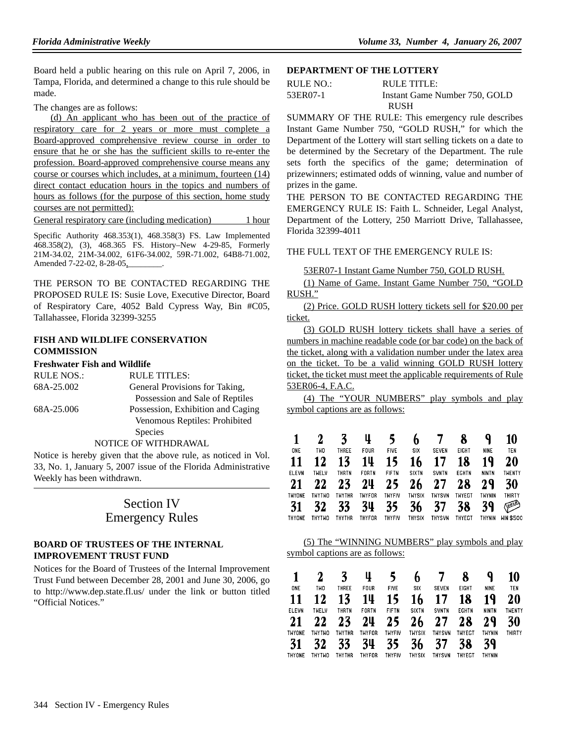Board held a public hearing on this rule on April 7, 2006, in Tampa, Florida, and determined a change to this rule should be made.

The changes are as follows:

(d) An applicant who has been out of the practice of respiratory care for 2 years or more must complete a Board-approved comprehensive review course in order to ensure that he or she has the sufficient skills to re-enter the profession. Board-approved comprehensive course means any course or courses which includes, at a minimum, fourteen (14) direct contact education hours in the topics and numbers of hours as follows (for the purpose of this section, home study courses are not permitted):

General respiratory care (including medication) 1 hour

Specific Authority 468.353(1), 468.358(3) FS. Law Implemented 468.358(2), (3), 468.365 FS. History–New 4-29-85, Formerly 21M-34.02, 21M-34.002, 61F6-34.002, 59R-71.002, 64B8-71.002, Amended 7-22-02, 8-28-05,________.

THE PERSON TO BE CONTACTED REGARDING THE PROPOSED RULE IS: Susie Love, Executive Director, Board of Respiratory Care, 4052 Bald Cypress Way, Bin #C05, Tallahassee, Florida 32399-3255

### FISH AND WILDLIFE CONSERVATION COMMISSION

**Freshwater Fish and Wildlife**

| RULE NOS.: | RULE TITLES: |
|---|---|
| 68A-25.002 | General Provisions for Taking, Possession and Sale of Reptiles |
| 68A-25.006 | Possession, Exhibition and Caging Venomous Reptiles: Prohibited Species |

NOTICE OF WITHDRAWAL

Notice is hereby given that the above rule, as noticed in Vol. 33, No. 1, January 5, 2007 issue of the Florida Administrative Weekly has been withdrawn.

# Section IV Emergency Rules

### BOARD OF TRUSTEES OF THE INTERNAL IMPROVEMENT TRUST FUND

Notices for the Board of Trustees of the Internal Improvement Trust Fund between December 28, 2001 and June 30, 2006, go to http://www.dep.state.fl.us/ under the link or button titled "Official Notices."

### DEPARTMENT OF THE LOTTERY

| RULE NO.: | RULE TITLE: |
|---|---|
| 53ER07-1 | Instant Game Number 750, GOLD RUSH |

SUMMARY OF THE RULE: This emergency rule describes Instant Game Number 750, "GOLD RUSH," for which the Department of the Lottery will start selling tickets on a date to be determined by the Secretary of the Department. The rule sets forth the specifics of the game; determination of prizewinners; estimated odds of winning, value and number of prizes in the game.

THE PERSON TO BE CONTACTED REGARDING THE EMERGENCY RULE IS: Faith L. Schneider, Legal Analyst, Department of the Lottery, 250 Marriott Drive, Tallahassee, Florida 32399-4011

THE FULL TEXT OF THE EMERGENCY RULE IS:

53ER07-1 Instant Game Number 750, GOLD RUSH.

(1) Name of Game. Instant Game Number 750, "GOLD RUSH."

(2) Price. GOLD RUSH lottery tickets sell for $20.00 per ticket.

(3) GOLD RUSH lottery tickets shall have a series of numbers in machine readable code (or bar code) on the back of the ticket, along with a validation number under the latex area on the ticket. To be a valid winning GOLD RUSH lottery ticket, the ticket must meet the applicable requirements of Rule 53ER06-4, F.A.C.

(4) The "YOUR NUMBERS" play symbols and play symbol captions are as follows:

| 1 | 2 | 3 | 4 | 5 | 6 | 7 | 8 | 9 | 10 |
|---|---|---|---|---|---|---|---|---|---|
| ONE | TWO | THREE | FOUR | FIVE | SIX | SEVEN | EIGHT | NINE | TEN |
| 11 | 12 | 13 | 14 | 15 | 16 | 17 | 18 | 19 | 20 |
| ELEVN | TWELV | THRTN | FORTN | FIFTN | SIXTN | SVNTN | EGHTN | NINTN | TWENTY |
| 21 | 22 | 23 | 24 | 25 | 26 | 27 | 28 | 29 | 30 |
| TWYONE | TWYTWO | TWYTHR | TWYFOR | TWYFIV | TWYSIX | TWYSVN | TWYEGT | TWYNIN | THIRTY |
| 31 | 32 | 33 | 34 | 35 | 36 | 37 | 38 | 39 | GOLD |
| THYONE | THYTWO | THYTHR | THYFOR | THYFIV | THYSIX | THYSVN | THYEGT | THYNIN | WIN $500 |

(5) The "WINNING NUMBERS" play symbols and play symbol captions are as follows:

| 1 | 2 | 3 | 4 | 5 | 6 | 7 | 8 | 9 | 10 |
|---|---|---|---|---|---|---|---|---|---|
| ONE | TWO | THREE | FOUR | FIVE | SIX | SEVEN | EIGHT | NINE | TEN |
| 11 | 12 | 13 | 14 | 15 | 16 | 17 | 18 | 19 | 20 |
| ELEVN | TWELV | THRTN | FORTN | FIFTN | SIXTN | SVNTN | EGHTN | NINTN | TWENTY |
| 21 | 22 | 23 | 24 | 25 | 26 | 27 | 28 | 29 | 30 |
| TWYONE | TWYTWO | TWYTHR | TWYFOR | TWYFIV | TWYSIX | TWYSVN | TWYEGT | TWYNIN | THIRTY |
| 31 | 32 | 33 | 34 | 35 | 36 | 37 | 38 | 39 | |
| THYONE | THYTWO | THYTHR | THYFOR | THYFIV | THYSIX | THYSVN | THYEGT | THYNIN | |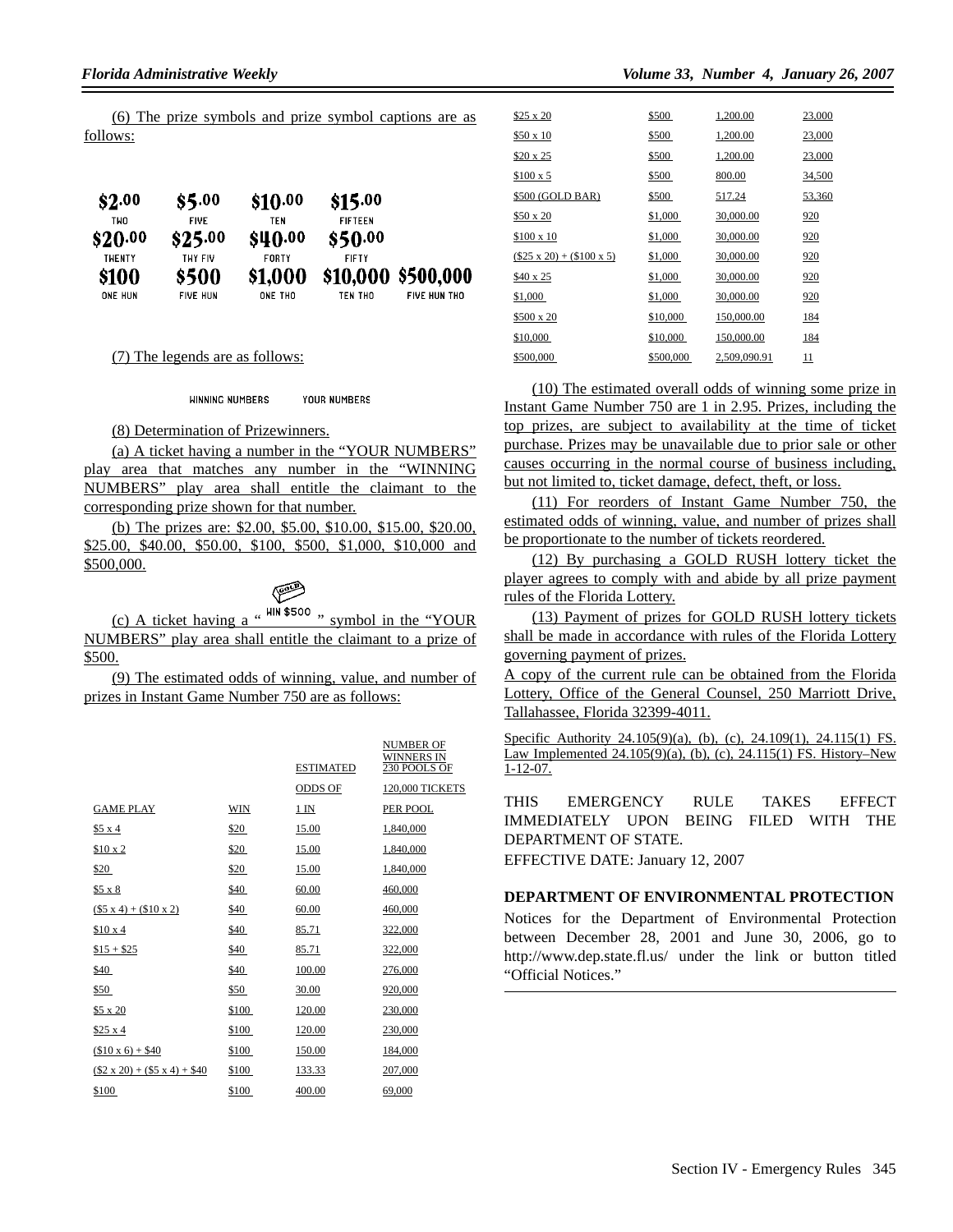(6) The prize symbols and prize symbol captions are as follows:

$2.00 TWO  $5.00 FIVE  $10.00 TEN  $15.00 FIFTEEN
$20.00 TWENTY  $25.00 TWY FIV  $40.00 FORTY  $50.00 FIFTY
$100 ONE HUN  $500 FIVE HUN  $1,000 ONE THO  $10,000 TEN THO  $500,000 FIVE HUN THO

(7) The legends are as follows:

WINNING NUMBERS  YOUR NUMBERS

(8) Determination of Prizewinners.

(a) A ticket having a number in the "YOUR NUMBERS" play area that matches any number in the "WINNING NUMBERS" play area shall entitle the claimant to the corresponding prize shown for that number.

(b) The prizes are: $2.00, $5.00, $10.00, $15.00, $20.00, $25.00, $40.00, $50.00, $100, $500, $1,000, $10,000 and $500,000.

(c) A ticket having a " GOLD WIN $500 " symbol in the "YOUR NUMBERS" play area shall entitle the claimant to a prize of $500.

(9) The estimated odds of winning, value, and number of prizes in Instant Game Number 750 are as follows:

| GAME PLAY | WIN | ESTIMATED ODDS OF 1 IN | NUMBER OF WINNERS IN 230 POOLS OF 120,000 TICKETS PER POOL |
|---|---|---|---|
| $5 x 4 | $20 | 15.00 | 1,840,000 |
| $10 x 2 | $20 | 15.00 | 1,840,000 |
| $20 | $20 | 15.00 | 1,840,000 |
| $5 x 8 | $40 | 60.00 | 460,000 |
| ($5 x 4) + ($10 x 2) | $40 | 60.00 | 460,000 |
| $10 x 4 | $40 | 85.71 | 322,000 |
| $15 + $25 | $40 | 85.71 | 322,000 |
| $40 | $40 | 100.00 | 276,000 |
| $50 | $50 | 30.00 | 920,000 |
| $5 x 20 | $100 | 120.00 | 230,000 |
| $25 x 4 | $100 | 120.00 | 230,000 |
| ($10 x 6) + $40 | $100 | 150.00 | 184,000 |
| ($2 x 20) + ($5 x 4) + $40 | $100 | 133.33 | 207,000 |
| $100 | $100 | 400.00 | 69,000 |
| $25 x 20 | $500 | 1,200.00 | 23,000 |
| $50 x 10 | $500 | 1,200.00 | 23,000 |
| $20 x 25 | $500 | 1,200.00 | 23,000 |
| $100 x 5 | $500 | 800.00 | 34,500 |
| $500 (GOLD BAR) | $500 | 517.24 | 53,360 |
| $50 x 20 | $1,000 | 30,000.00 | 920 |
| $100 x 10 | $1,000 | 30,000.00 | 920 |
| ($25 x 20) + ($100 x 5) | $1,000 | 30,000.00 | 920 |
| $40 x 25 | $1,000 | 30,000.00 | 920 |
| $1,000 | $1,000 | 30,000.00 | 920 |
| $500 x 20 | $10,000 | 150,000.00 | 184 |
| $10,000 | $10,000 | 150,000.00 | 184 |
| $500,000 | $500,000 | 2,509,090.91 | 11 |

(10) The estimated overall odds of winning some prize in Instant Game Number 750 are 1 in 2.95. Prizes, including the top prizes, are subject to availability at the time of ticket purchase. Prizes may be unavailable due to prior sale or other causes occurring in the normal course of business including, but not limited to, ticket damage, defect, theft, or loss.

(11) For reorders of Instant Game Number 750, the estimated odds of winning, value, and number of prizes shall be proportionate to the number of tickets reordered.

(12) By purchasing a GOLD RUSH lottery ticket the player agrees to comply with and abide by all prize payment rules of the Florida Lottery.

(13) Payment of prizes for GOLD RUSH lottery tickets shall be made in accordance with rules of the Florida Lottery governing payment of prizes.

A copy of the current rule can be obtained from the Florida Lottery, Office of the General Counsel, 250 Marriott Drive, Tallahassee, Florida 32399-4011.

Specific Authority 24.105(9)(a), (b), (c), 24.109(1), 24.115(1) FS. Law Implemented 24.105(9)(a), (b), (c), 24.115(1) FS. History–New 1-12-07.

THIS EMERGENCY RULE TAKES EFFECT IMMEDIATELY UPON BEING FILED WITH THE DEPARTMENT OF STATE.

EFFECTIVE DATE: January 12, 2007

## DEPARTMENT OF ENVIRONMENTAL PROTECTION

Notices for the Department of Environmental Protection between December 28, 2001 and June 30, 2006, go to http://www.dep.state.fl.us/ under the link or button titled "Official Notices."